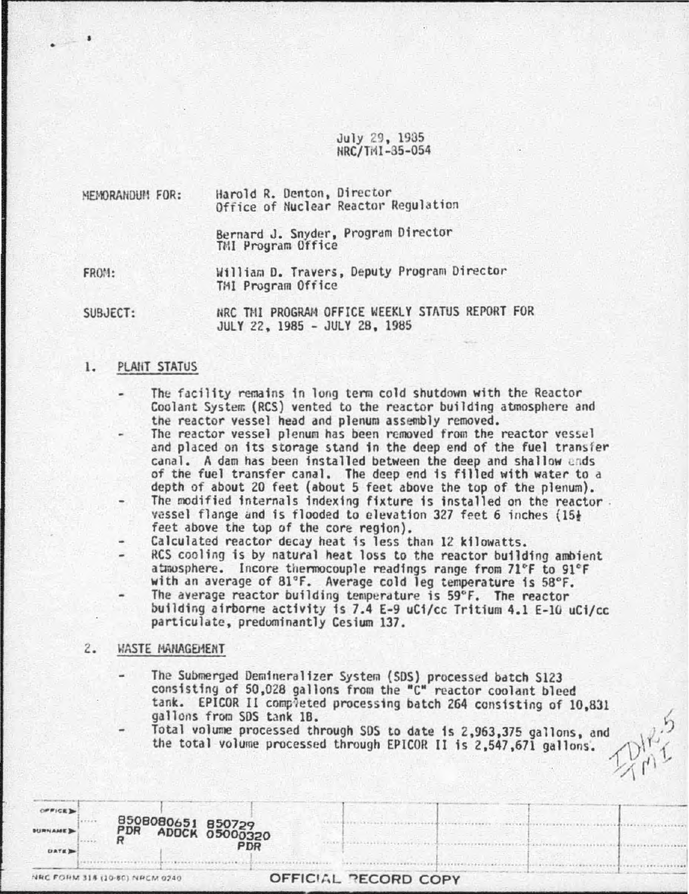July 29, 1985
NRC/TMI-85-054

MEMORANDUM FOR: Harold R. Denton, Director
Office of Nuclear Reactor Regulation

Bernard J. Snyder, Program Director
TMI Program Office

FROM: William D. Travers, Deputy Program Director
TMI Program Office

SUBJECT: NRC TMI PROGRAM OFFICE WEEKLY STATUS REPORT FOR
JULY 22, 1985 - JULY 28, 1985

## 1. PLANT STATUS

- The facility remains in long term cold shutdown with the Reactor Coolant System (RCS) vented to the reactor building atmosphere and the reactor vessel head and plenum assembly removed.
- The reactor vessel plenum has been removed from the reactor vessel and placed on its storage stand in the deep end of the fuel transfer canal. A dam has been installed between the deep and shallow ends of the fuel transfer canal. The deep end is filled with water to a depth of about 20 feet (about 5 feet above the top of the plenum).
- The modified internals indexing fixture is installed on the reactor vessel flange and is flooded to elevation 327 feet 6 inches (15½ feet above the top of the core region).
- Calculated reactor decay heat is less than 12 kilowatts.
- RCS cooling is by natural heat loss to the reactor building ambient atmosphere. Incore thermocouple readings range from 71°F to 91°F with an average of 81°F. Average cold leg temperature is 58°F.
- The average reactor building temperature is 59°F. The reactor building airborne activity is 7.4 E-9 uCi/cc Tritium 4.1 E-10 uCi/cc particulate, predominantly Cesium 137.

## 2. WASTE MANAGEMENT

- The Submerged Demineralizer System (SDS) processed batch S123 consisting of 50,028 gallons from the "C" reactor coolant bleed tank. EPICOR II completed processing batch 264 consisting of 10,831 gallons from SDS tank 1B.
- Total volume processed through SDS to date is 2,963,375 gallons, and the total volume processed through EPICOR II is 2,547,671 gallons.

8508080651 850729
PDR ADOCK 05000320
R PDR

OFFICIAL RECORD COPY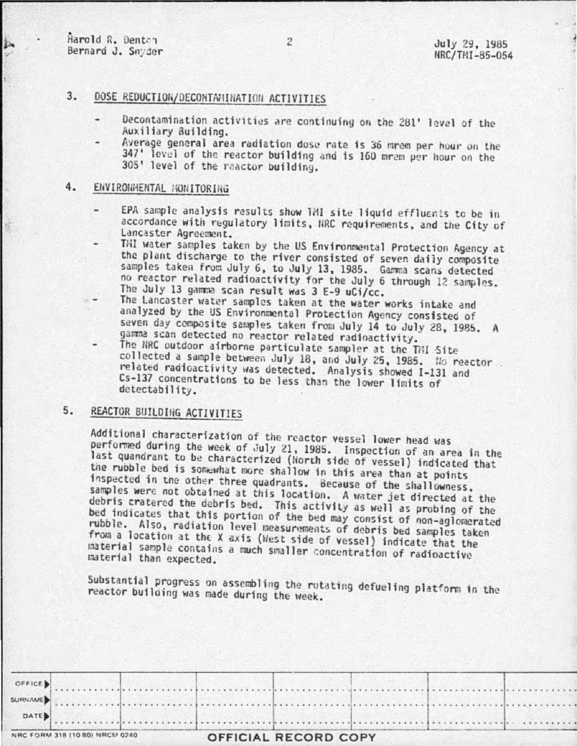Harold R. Denton
Bernard J. Snyder

July 29, 1985
NRC/TMI-85-054

## 3. DOSE REDUCTION/DECONTAMINATION ACTIVITIES

- Decontamination activities are continuing on the 281' level of the Auxiliary Building.
- Average general area radiation dose rate is 36 mrem per hour on the 347' level of the reactor building and is 160 mrem per hour on the 305' level of the reactor building.

## 4. ENVIRONMENTAL MONITORING

- EPA sample analysis results show TMI site liquid effluents to be in accordance with regulatory limits, NRC requirements, and the City of Lancaster Agreement.
- TMI water samples taken by the US Environmental Protection Agency at the plant discharge to the river consisted of seven daily composite samples taken from July 6, to July 13, 1985. Gamma scans detected no reactor related radioactivity for the July 6 through 12 samples. The July 13 gamma scan result was 3 E-9 uCi/cc.
- The Lancaster water samples taken at the water works intake and analyzed by the US Environmental Protection Agency consisted of seven day composite samples taken from July 14 to July 28, 1985. A gamma scan detected no reactor related radioactivity.
- The NRC outdoor airborne particulate sampler at the TMI Site collected a sample between July 18, and July 25, 1985. No reactor related radioactivity was detected. Analysis showed I-131 and Cs-137 concentrations to be less than the lower limits of detectability.

## 5. REACTOR BUILDING ACTIVITIES

Additional characterization of the reactor vessel lower head was performed during the week of July 21, 1985. Inspection of an area in the last quandrant to be characterized (North side of vessel) indicated that the rubble bed is somewhat more shallow in this area than at points inspected in the other three quadrants. Because of the shallowness, samples were not obtained at this location. A water jet directed at the debris cratered the debris bed. This activity as well as probing of the bed indicates that this portion of the bed may consist of non-aglomerated rubble. Also, radiation level measurements of debris bed samples taken from a location at the X axis (West side of vessel) indicate that the material sample contains a much smaller concentration of radioactive material than expected.

Substantial progress on assembling the rotating defueling platform in the reactor building was made during the week.

| OFFICE | | | | | | |
|---|---|---|---|---|---|---|
| SURNAME | | | | | | |
| DATE | | | | | | |

NRC FORM 318 (10 80) NRCM 0240

OFFICIAL RECORD COPY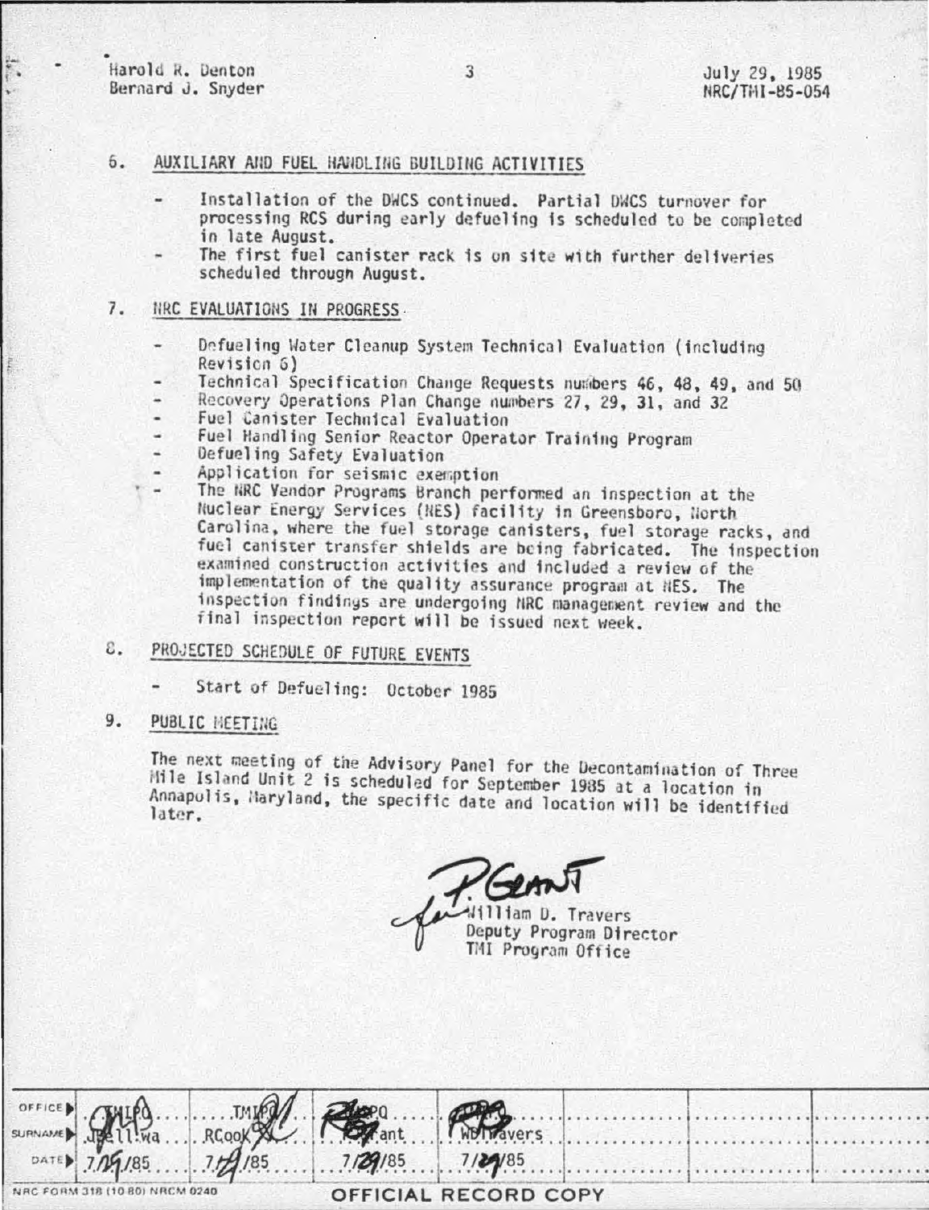Harold R. Denton
Bernard J. Snyder

July 29, 1985
NRC/TMI-85-054

6. AUXILIARY AND FUEL HANDLING BUILDING ACTIVITIES

- Installation of the DWCS continued. Partial DWCS turnover for processing RCS during early defueling is scheduled to be completed in late August.
- The first fuel canister rack is on site with further deliveries scheduled through August.

7. NRC EVALUATIONS IN PROGRESS

- Defueling Water Cleanup System Technical Evaluation (including Revision 6)
- Technical Specification Change Requests numbers 46, 48, 49, and 50
- Recovery Operations Plan Change numbers 27, 29, 31, and 32
- Fuel Canister Technical Evaluation
- Fuel Handling Senior Reactor Operator Training Program
- Defueling Safety Evaluation
- Application for seismic exemption
- The NRC Vendor Programs Branch performed an inspection at the Nuclear Energy Services (NES) facility in Greensboro, North Carolina, where the fuel storage canisters, fuel storage racks, and fuel canister transfer shields are being fabricated. The inspection examined construction activities and included a review of the implementation of the quality assurance program at NES. The inspection findings are undergoing NRC management review and the final inspection report will be issued next week.

8. PROJECTED SCHEDULE OF FUTURE EVENTS

- Start of Defueling: October 1985

9. PUBLIC MEETING

The next meeting of the Advisory Panel for the Decontamination of Three Mile Island Unit 2 is scheduled for September 1985 at a location in Annapolis, Maryland, the specific date and location will be identified later.

for P. Grant
William D. Travers
Deputy Program Director
TMI Program Office

| OFFICE | TMIPO | TMIPO | TMIPO | | | | |
|---|---|---|---|---|---|---|---|
| SURNAME | JBell:wa | RCook | PGrant | WDTravers | | | |
| DATE | 7/29/85 | 7/29/85 | 7/29/85 | 7/29/85 | | | |

NRC FORM 318 (10 80) NRCM 0240

OFFICIAL RECORD COPY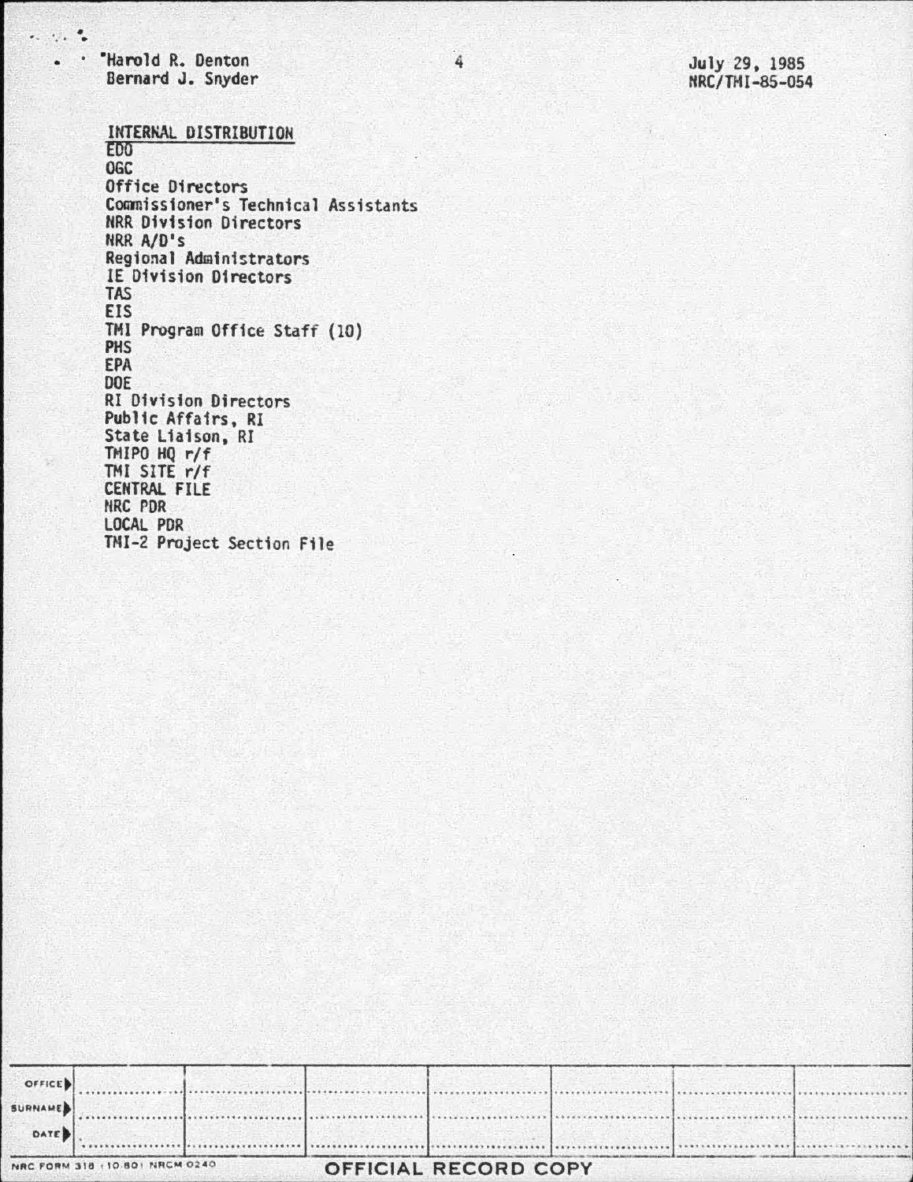Harold R. Denton
Bernard J. Snyder

July 29, 1985
NRC/TMI-85-054

**INTERNAL DISTRIBUTION**

EDO
OGC
Office Directors
Commissioner's Technical Assistants
NRR Division Directors
NRR A/D's
Regional Administrators
IE Division Directors
TAS
EIS
TMI Program Office Staff (10)
PHS
EPA
DOE
RI Division Directors
Public Affairs, RI
State Liaison, RI
TMIPO HQ r/f
TMI SITE r/f
CENTRAL FILE
NRC PDR
LOCAL PDR
TMI-2 Project Section File

| | | | | | | | |
|---|---|---|---|---|---|---|---|
| OFFICE | | | | | | | |
| SURNAME | | | | | | | |
| DATE | | | | | | | |

NRC FORM 318 (10/80) NRCM 0240

OFFICIAL RECORD COPY